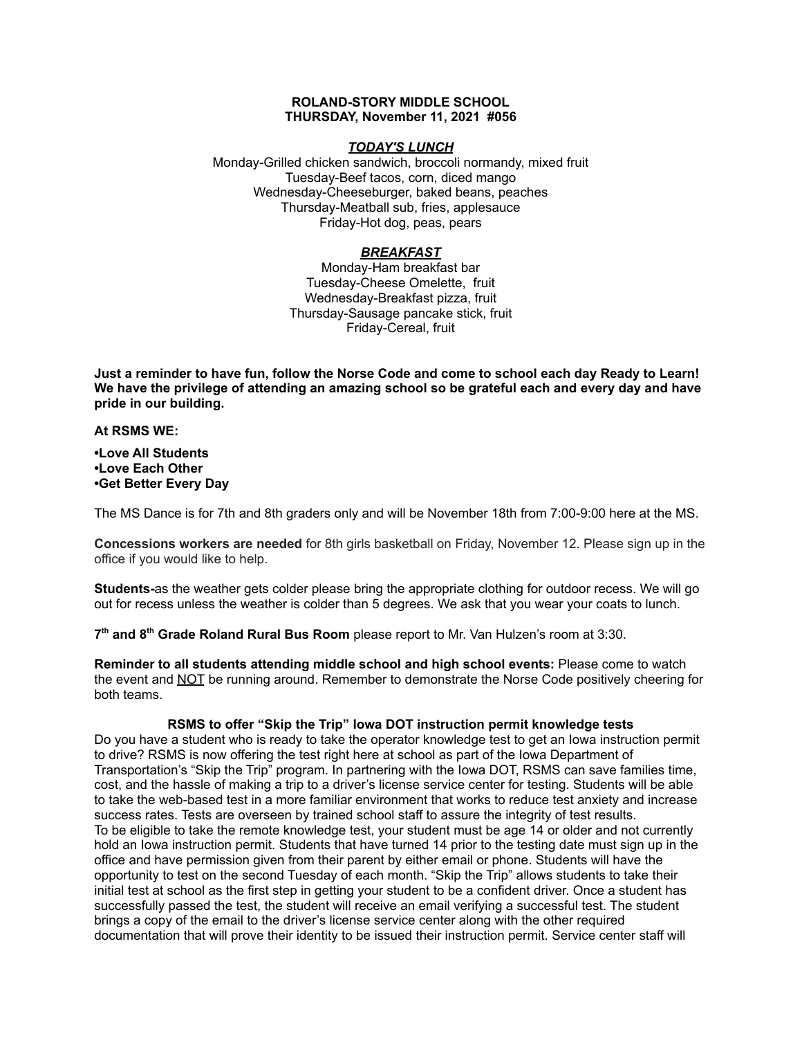**ROLAND-STORY MIDDLE SCHOOL**
**THURSDAY, November 11, 2021 #056**

***TODAY'S LUNCH***

Monday-Grilled chicken sandwich, broccoli normandy, mixed fruit
Tuesday-Beef tacos, corn, diced mango
Wednesday-Cheeseburger, baked beans, peaches
Thursday-Meatball sub, fries, applesauce
Friday-Hot dog, peas, pears

***BREAKFAST***

Monday-Ham breakfast bar
Tuesday-Cheese Omelette, fruit
Wednesday-Breakfast pizza, fruit
Thursday-Sausage pancake stick, fruit
Friday-Cereal, fruit

**Just a reminder to have fun, follow the Norse Code and come to school each day Ready to Learn! We have the privilege of attending an amazing school so be grateful each and every day and have pride in our building.**

**At RSMS WE:**

**•Love All Students**
**•Love Each Other**
**•Get Better Every Day**

The MS Dance is for 7th and 8th graders only and will be November 18th from 7:00-9:00 here at the MS.

**Concessions workers are needed** for 8th girls basketball on Friday, November 12. Please sign up in the office if you would like to help.

**Students-**as the weather gets colder please bring the appropriate clothing for outdoor recess. We will go out for recess unless the weather is colder than 5 degrees. We ask that you wear your coats to lunch.

**7th and 8th Grade Roland Rural Bus Room** please report to Mr. Van Hulzen's room at 3:30.

**Reminder to all students attending middle school and high school events:** Please come to watch the event and NOT be running around. Remember to demonstrate the Norse Code positively cheering for both teams.

**RSMS to offer "Skip the Trip" Iowa DOT instruction permit knowledge tests**

Do you have a student who is ready to take the operator knowledge test to get an Iowa instruction permit to drive? RSMS is now offering the test right here at school as part of the Iowa Department of Transportation's "Skip the Trip" program. In partnering with the Iowa DOT, RSMS can save families time, cost, and the hassle of making a trip to a driver's license service center for testing. Students will be able to take the web-based test in a more familiar environment that works to reduce test anxiety and increase success rates. Tests are overseen by trained school staff to assure the integrity of test results.
To be eligible to take the remote knowledge test, your student must be age 14 or older and not currently hold an Iowa instruction permit. Students that have turned 14 prior to the testing date must sign up in the office and have permission given from their parent by either email or phone. Students will have the opportunity to test on the second Tuesday of each month. "Skip the Trip" allows students to take their initial test at school as the first step in getting your student to be a confident driver. Once a student has successfully passed the test, the student will receive an email verifying a successful test. The student brings a copy of the email to the driver's license service center along with the other required documentation that will prove their identity to be issued their instruction permit. Service center staff will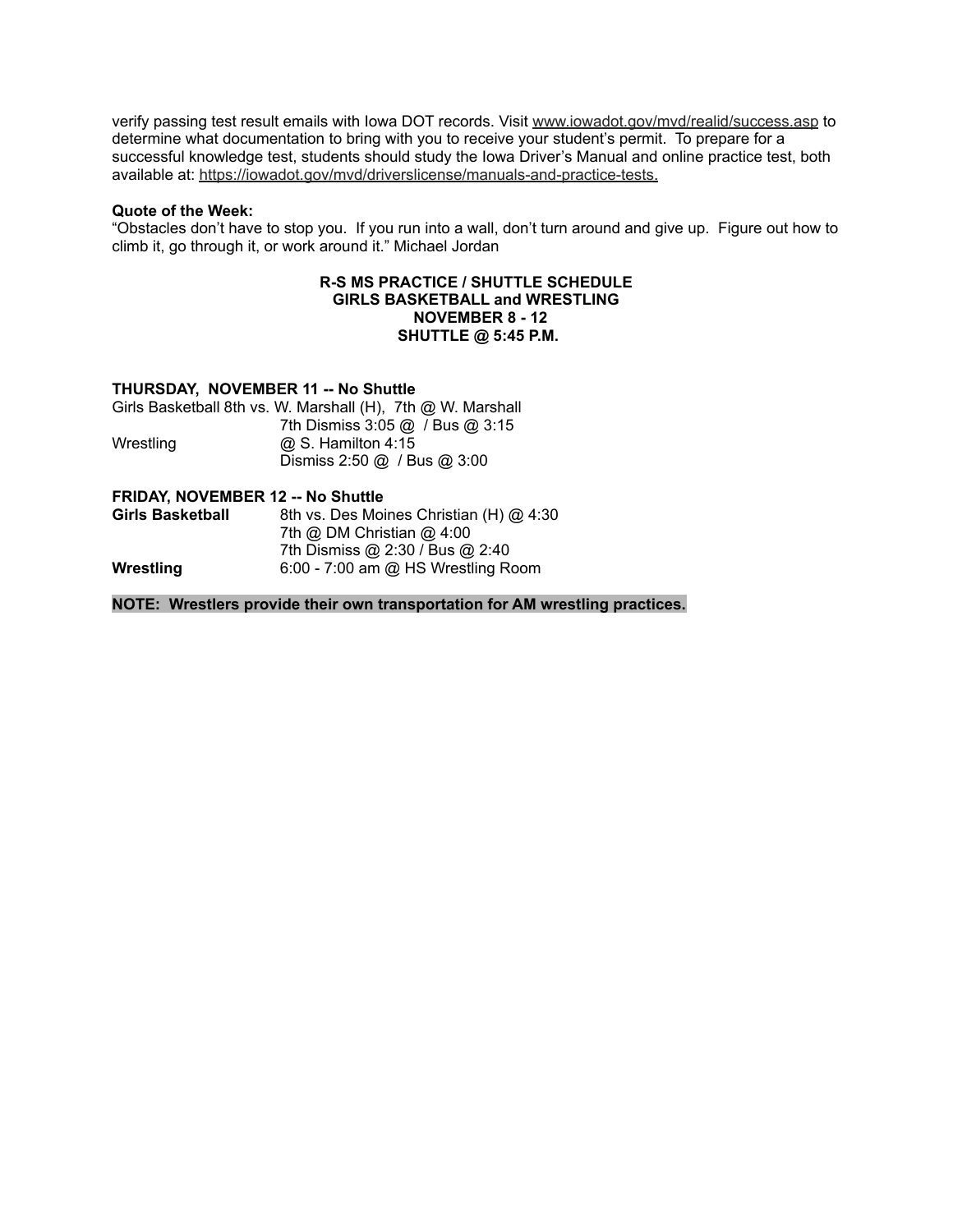verify passing test result emails with Iowa DOT records. Visit www.iowadot.gov/mvd/realid/success.asp to determine what documentation to bring with you to receive your student's permit. To prepare for a successful knowledge test, students should study the Iowa Driver's Manual and online practice test, both available at: https://iowadot.gov/mvd/driverslicense/manuals-and-practice-tests.

**Quote of the Week:**
"Obstacles don't have to stop you. If you run into a wall, don't turn around and give up. Figure out how to climb it, go through it, or work around it." Michael Jordan

**R-S MS PRACTICE / SHUTTLE SCHEDULE**
**GIRLS BASKETBALL and WRESTLING**
**NOVEMBER 8 - 12**
**SHUTTLE @ 5:45 P.M.**

**THURSDAY, NOVEMBER 11 -- No Shuttle**

| | |
|---|---|
| Girls Basketball | 8th vs. W. Marshall (H), 7th @ W. Marshall |
| | 7th Dismiss 3:05 @ / Bus @ 3:15 |
| Wrestling | @ S. Hamilton 4:15 |
| | Dismiss 2:50 @ / Bus @ 3:00 |

**FRIDAY, NOVEMBER 12 -- No Shuttle**

| | |
|---|---|
| **Girls Basketball** | 8th vs. Des Moines Christian (H) @ 4:30 |
| | 7th @ DM Christian @ 4:00 |
| | 7th Dismiss @ 2:30 / Bus @ 2:40 |
| **Wrestling** | 6:00 - 7:00 am @ HS Wrestling Room |

**NOTE: Wrestlers provide their own transportation for AM wrestling practices.**